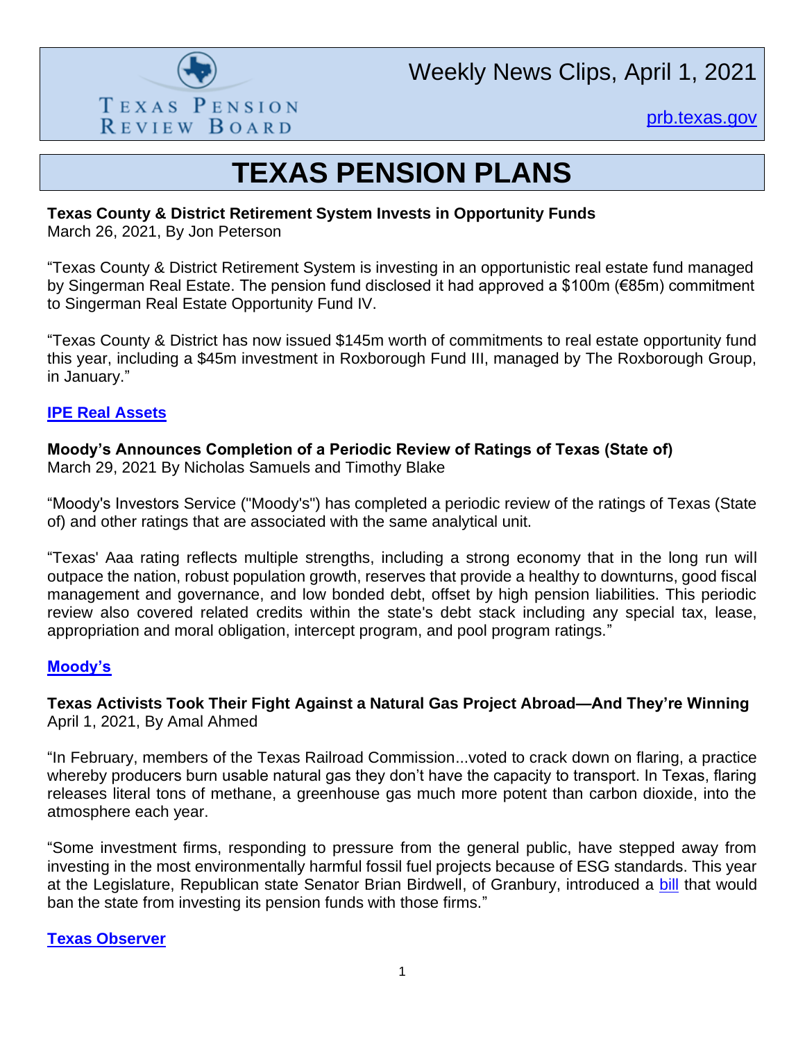Weekly News Clips, April 1, 2021

Texas Pension Review Board

[prb.texas.gov](prb.texas.gov)

# TEXAS PENSION PLANS

**Texas County & District Retirement System Invests in Opportunity Funds**
March 26, 2021, By Jon Peterson

"Texas County & District Retirement System is investing in an opportunistic real estate fund managed by Singerman Real Estate. The pension fund disclosed it had approved a $100m (€85m) commitment to Singerman Real Estate Opportunity Fund IV.

"Texas County & District has now issued $145m worth of commitments to real estate opportunity fund this year, including a $45m investment in Roxborough Fund III, managed by The Roxborough Group, in January."

**IPE Real Assets**

**Moody's Announces Completion of a Periodic Review of Ratings of Texas (State of)**
March 29, 2021 By Nicholas Samuels and Timothy Blake

"Moody's Investors Service ("Moody's") has completed a periodic review of the ratings of Texas (State of) and other ratings that are associated with the same analytical unit.

"Texas' Aaa rating reflects multiple strengths, including a strong economy that in the long run will outpace the nation, robust population growth, reserves that provide a healthy to downturns, good fiscal management and governance, and low bonded debt, offset by high pension liabilities. This periodic review also covered related credits within the state's debt stack including any special tax, lease, appropriation and moral obligation, intercept program, and pool program ratings."

**Moody's**

**Texas Activists Took Their Fight Against a Natural Gas Project Abroad—And They're Winning**
April 1, 2021, By Amal Ahmed

"In February, members of the Texas Railroad Commission...voted to crack down on flaring, a practice whereby producers burn usable natural gas they don't have the capacity to transport. In Texas, flaring releases literal tons of methane, a greenhouse gas much more potent than carbon dioxide, into the atmosphere each year.

"Some investment firms, responding to pressure from the general public, have stepped away from investing in the most environmentally harmful fossil fuel projects because of ESG standards. This year at the Legislature, Republican state Senator Brian Birdwell, of Granbury, introduced a bill that would ban the state from investing its pension funds with those firms."

**Texas Observer**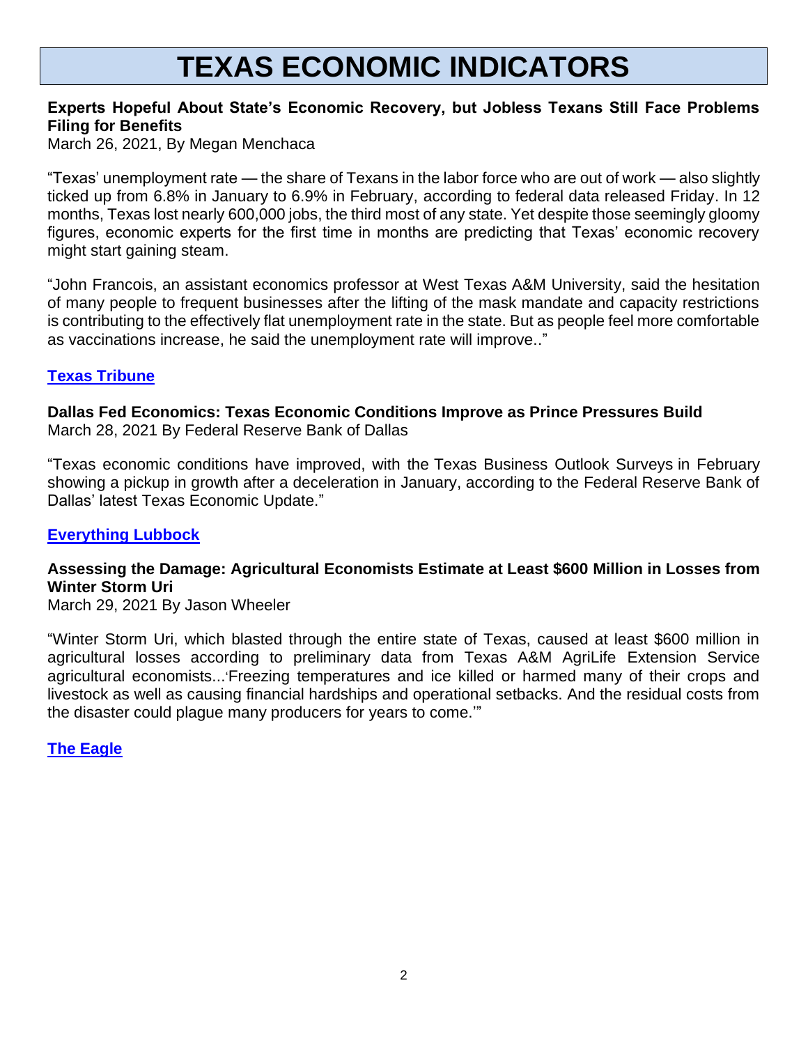# TEXAS ECONOMIC INDICATORS

**Experts Hopeful About State's Economic Recovery, but Jobless Texans Still Face Problems Filing for Benefits**
March 26, 2021, By Megan Menchaca

"Texas' unemployment rate — the share of Texans in the labor force who are out of work — also slightly ticked up from 6.8% in January to 6.9% in February, according to federal data released Friday. In 12 months, Texas lost nearly 600,000 jobs, the third most of any state. Yet despite those seemingly gloomy figures, economic experts for the first time in months are predicting that Texas' economic recovery might start gaining steam.

"John Francois, an assistant economics professor at West Texas A&M University, said the hesitation of many people to frequent businesses after the lifting of the mask mandate and capacity restrictions is contributing to the effectively flat unemployment rate in the state. But as people feel more comfortable as vaccinations increase, he said the unemployment rate will improve.."

**Texas Tribune**

**Dallas Fed Economics: Texas Economic Conditions Improve as Prince Pressures Build**
March 28, 2021 By Federal Reserve Bank of Dallas

"Texas economic conditions have improved, with the Texas Business Outlook Surveys in February showing a pickup in growth after a deceleration in January, according to the Federal Reserve Bank of Dallas' latest Texas Economic Update."

**Everything Lubbock**

**Assessing the Damage: Agricultural Economists Estimate at Least $600 Million in Losses from Winter Storm Uri**
March 29, 2021 By Jason Wheeler

"Winter Storm Uri, which blasted through the entire state of Texas, caused at least $600 million in agricultural losses according to preliminary data from Texas A&M AgriLife Extension Service agricultural economists...'Freezing temperatures and ice killed or harmed many of their crops and livestock as well as causing financial hardships and operational setbacks. And the residual costs from the disaster could plague many producers for years to come.'"

**The Eagle**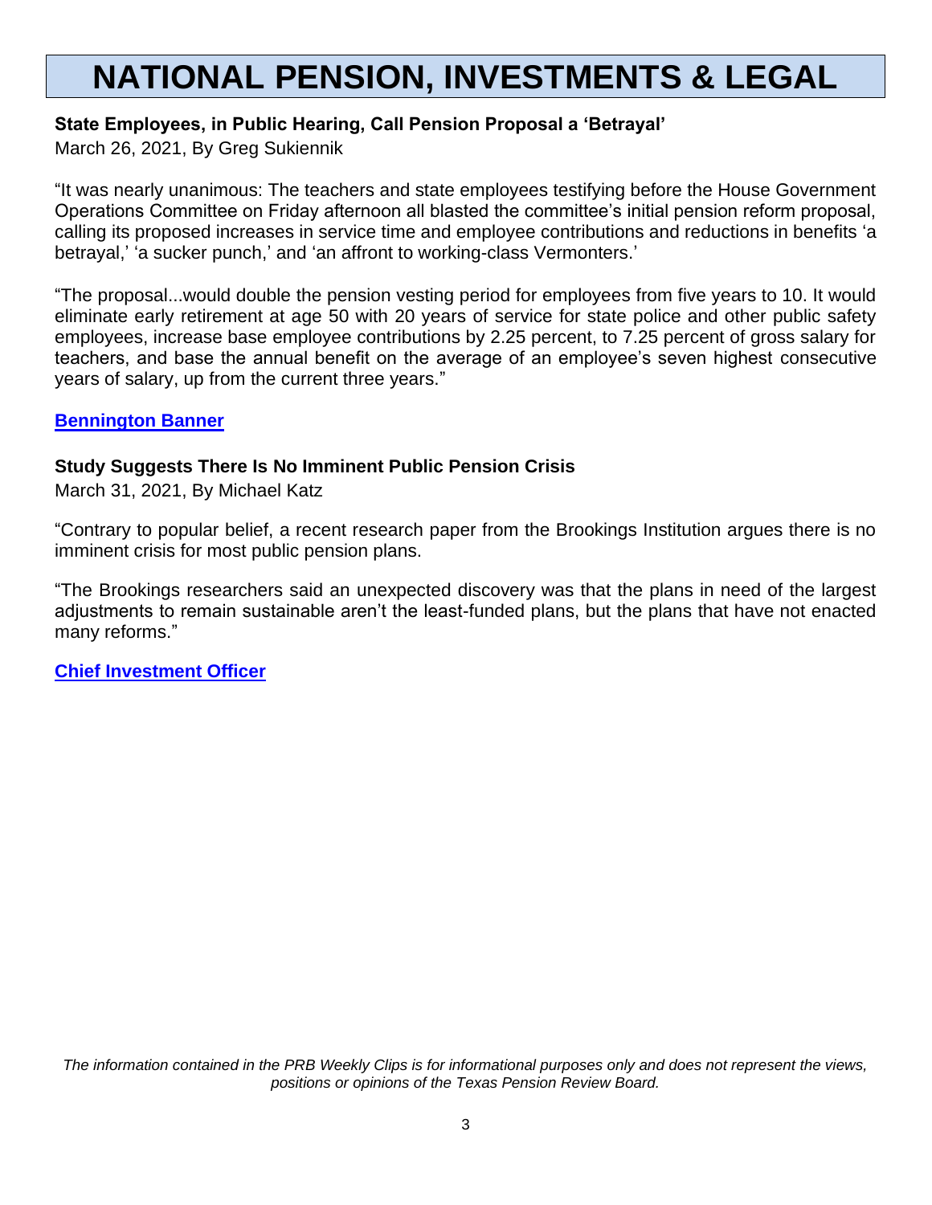# NATIONAL PENSION, INVESTMENTS & LEGAL

**State Employees, in Public Hearing, Call Pension Proposal a 'Betrayal'**

March 26, 2021, By Greg Sukiennik

"It was nearly unanimous: The teachers and state employees testifying before the House Government Operations Committee on Friday afternoon all blasted the committee's initial pension reform proposal, calling its proposed increases in service time and employee contributions and reductions in benefits 'a betrayal,' 'a sucker punch,' and 'an affront to working-class Vermonters.'

"The proposal...would double the pension vesting period for employees from five years to 10. It would eliminate early retirement at age 50 with 20 years of service for state police and other public safety employees, increase base employee contributions by 2.25 percent, to 7.25 percent of gross salary for teachers, and base the annual benefit on the average of an employee's seven highest consecutive years of salary, up from the current three years."

**Bennington Banner**

**Study Suggests There Is No Imminent Public Pension Crisis**

March 31, 2021, By Michael Katz

"Contrary to popular belief, a recent research paper from the Brookings Institution argues there is no imminent crisis for most public pension plans.

"The Brookings researchers said an unexpected discovery was that the plans in need of the largest adjustments to remain sustainable aren't the least-funded plans, but the plans that have not enacted many reforms."

**Chief Investment Officer**

*The information contained in the PRB Weekly Clips is for informational purposes only and does not represent the views, positions or opinions of the Texas Pension Review Board.*